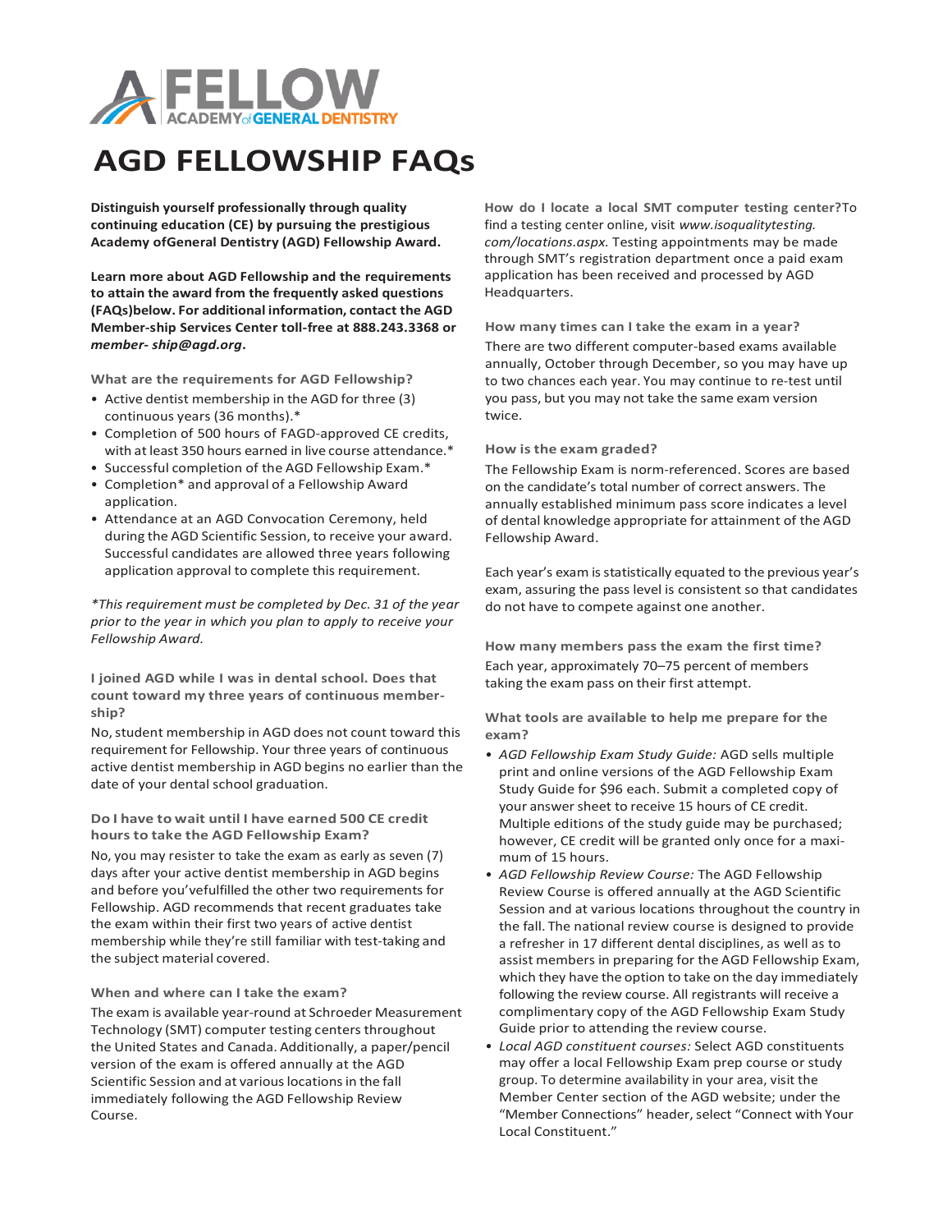# AGD FELLOWSHIP FAQs

**Distinguish yourself professionally through quality continuing education (CE) by pursuing the prestigious Academy ofGeneral Dentistry (AGD) Fellowship Award.**

**Learn more about AGD Fellowship and the requirements to attain the award from the frequently asked questions (FAQs)below. For additional information, contact the AGD Member-ship Services Center toll-free at 888.243.3368 or *member- ship@agd.org*.**

### What are the requirements for AGD Fellowship?

- Active dentist membership in the AGD for three (3) continuous years (36 months).*
- Completion of 500 hours of FAGD-approved CE credits, with at least 350 hours earned in live course attendance.*
- Successful completion of the AGD Fellowship Exam.*
- Completion* and approval of a Fellowship Award application.
- Attendance at an AGD Convocation Ceremony, held during the AGD Scientific Session, to receive your award. Successful candidates are allowed three years following application approval to complete this requirement.

**This requirement must be completed by Dec. 31 of the year prior to the year in which you plan to apply to receive your Fellowship Award.*

### I joined AGD while I was in dental school. Does that count toward my three years of continuous member-ship?

No, student membership in AGD does not count toward this requirement for Fellowship. Your three years of continuous active dentist membership in AGD begins no earlier than the date of your dental school graduation.

### Do I have to wait until I have earned 500 CE credit hours to take the AGD Fellowship Exam?

No, you may resister to take the exam as early as seven (7) days after your active dentist membership in AGD begins and before you'vefulfilled the other two requirements for Fellowship. AGD recommends that recent graduates take the exam within their first two years of active dentist membership while they're still familiar with test-taking and the subject material covered.

### When and where can I take the exam?

The exam is available year-round at Schroeder Measurement Technology (SMT) computer testing centers throughout the United States and Canada. Additionally, a paper/pencil version of the exam is offered annually at the AGD Scientific Session and at various locations in the fall immediately following the AGD Fellowship Review Course.

### How do I locate a local SMT computer testing center?

To find a testing center online, visit *www.isoqualitytesting.com/locations.aspx.* Testing appointments may be made through SMT's registration department once a paid exam application has been received and processed by AGD Headquarters.

### How many times can I take the exam in a year?

There are two different computer-based exams available annually, October through December, so you may have up to two chances each year. You may continue to re-test until you pass, but you may not take the same exam version twice.

### How is the exam graded?

The Fellowship Exam is norm-referenced. Scores are based on the candidate's total number of correct answers. The annually established minimum pass score indicates a level of dental knowledge appropriate for attainment of the AGD Fellowship Award.

Each year's exam is statistically equated to the previous year's exam, assuring the pass level is consistent so that candidates do not have to compete against one another.

### How many members pass the exam the first time?

Each year, approximately 70–75 percent of members taking the exam pass on their first attempt.

### What tools are available to help me prepare for the exam?

- *AGD Fellowship Exam Study Guide:* AGD sells multiple print and online versions of the AGD Fellowship Exam Study Guide for $96 each. Submit a completed copy of your answer sheet to receive 15 hours of CE credit. Multiple editions of the study guide may be purchased; however, CE credit will be granted only once for a maxi-mum of 15 hours.
- *AGD Fellowship Review Course:* The AGD Fellowship Review Course is offered annually at the AGD Scientific Session and at various locations throughout the country in the fall. The national review course is designed to provide a refresher in 17 different dental disciplines, as well as to assist members in preparing for the AGD Fellowship Exam, which they have the option to take on the day immediately following the review course. All registrants will receive a complimentary copy of the AGD Fellowship Exam Study Guide prior to attending the review course.
- *Local AGD constituent courses:* Select AGD constituents may offer a local Fellowship Exam prep course or study group. To determine availability in your area, visit the Member Center section of the AGD website; under the "Member Connections" header, select "Connect with Your Local Constituent."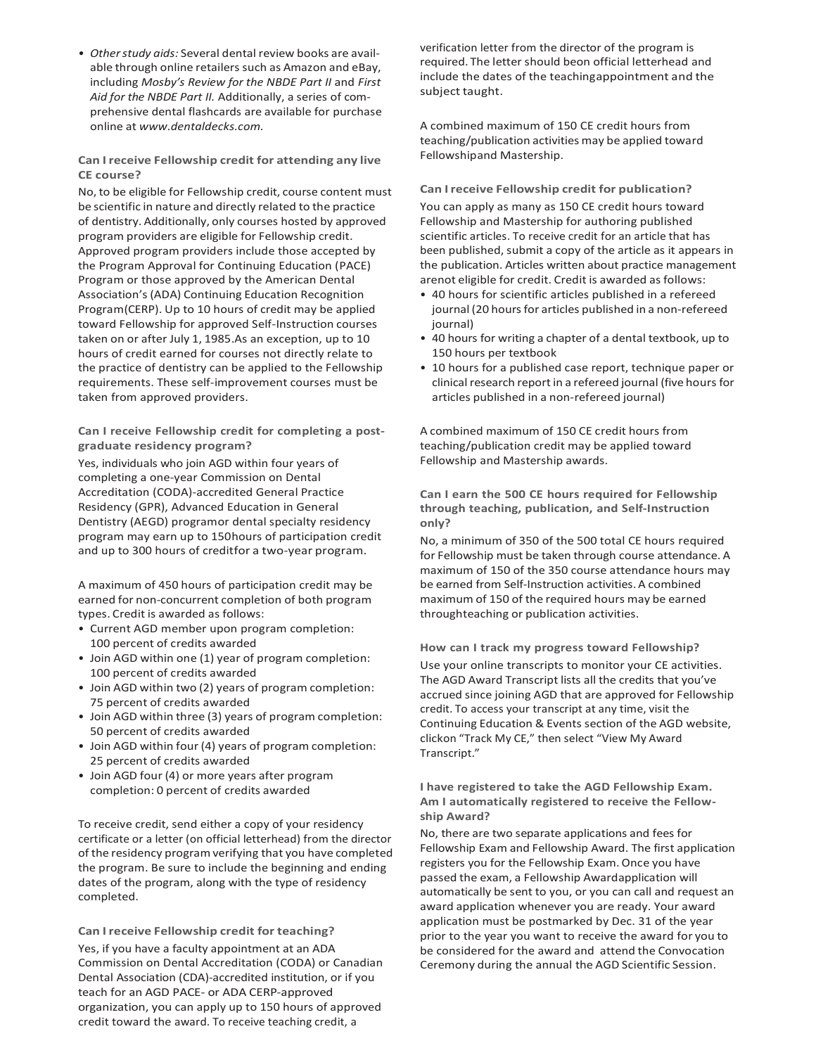- *Other study aids:* Several dental review books are available through online retailers such as Amazon and eBay, including *Mosby's Review for the NBDE Part II* and *First Aid for the NBDE Part II.* Additionally, a series of comprehensive dental flashcards are available for purchase online at *www.dentaldecks.com.*

### Can I receive Fellowship credit for attending any live CE course?

No, to be eligible for Fellowship credit, course content must be scientific in nature and directly related to the practice of dentistry. Additionally, only courses hosted by approved program providers are eligible for Fellowship credit. Approved program providers include those accepted by the Program Approval for Continuing Education (PACE) Program or those approved by the American Dental Association's (ADA) Continuing Education Recognition Program(CERP). Up to 10 hours of credit may be applied toward Fellowship for approved Self-Instruction courses taken on or after July 1, 1985.As an exception, up to 10 hours of credit earned for courses not directly relate to the practice of dentistry can be applied to the Fellowship requirements. These self-improvement courses must be taken from approved providers.

### Can I receive Fellowship credit for completing a post-graduate residency program?

Yes, individuals who join AGD within four years of completing a one-year Commission on Dental Accreditation (CODA)-accredited General Practice Residency (GPR), Advanced Education in General Dentistry (AEGD) programor dental specialty residency program may earn up to 150hours of participation credit and up to 300 hours of creditfor a two-year program.

A maximum of 450 hours of participation credit may be earned for non-concurrent completion of both program types. Credit is awarded as follows:

- Current AGD member upon program completion: 100 percent of credits awarded
- Join AGD within one (1) year of program completion: 100 percent of credits awarded
- Join AGD within two (2) years of program completion: 75 percent of credits awarded
- Join AGD within three (3) years of program completion: 50 percent of credits awarded
- Join AGD within four (4) years of program completion: 25 percent of credits awarded
- Join AGD four (4) or more years after program completion: 0 percent of credits awarded

To receive credit, send either a copy of your residency certificate or a letter (on official letterhead) from the director of the residency program verifying that you have completed the program. Be sure to include the beginning and ending dates of the program, along with the type of residency completed.

### Can I receive Fellowship credit for teaching?

Yes, if you have a faculty appointment at an ADA Commission on Dental Accreditation (CODA) or Canadian Dental Association (CDA)-accredited institution, or if you teach for an AGD PACE- or ADA CERP-approved organization, you can apply up to 150 hours of approved credit toward the award. To receive teaching credit, a verification letter from the director of the program is required. The letter should beon official letterhead and include the dates of the teachingappointment and the subject taught.

A combined maximum of 150 CE credit hours from teaching/publication activities may be applied toward Fellowshipand Mastership.

### Can I receive Fellowship credit for publication?

You can apply as many as 150 CE credit hours toward Fellowship and Mastership for authoring published scientific articles. To receive credit for an article that has been published, submit a copy of the article as it appears in the publication. Articles written about practice management arenot eligible for credit. Credit is awarded as follows:

- 40 hours for scientific articles published in a refereed journal (20 hours for articles published in a non-refereed journal)
- 40 hours for writing a chapter of a dental textbook, up to 150 hours per textbook
- 10 hours for a published case report, technique paper or clinical research report in a refereed journal (five hours for articles published in a non-refereed journal)

A combined maximum of 150 CE credit hours from teaching/publication credit may be applied toward Fellowship and Mastership awards.

### Can I earn the 500 CE hours required for Fellowship through teaching, publication, and Self-Instruction only?

No, a minimum of 350 of the 500 total CE hours required for Fellowship must be taken through course attendance. A maximum of 150 of the 350 course attendance hours may be earned from Self-Instruction activities. A combined maximum of 150 of the required hours may be earned throughteaching or publication activities.

### How can I track my progress toward Fellowship?

Use your online transcripts to monitor your CE activities. The AGD Award Transcript lists all the credits that you've accrued since joining AGD that are approved for Fellowship credit. To access your transcript at any time, visit the Continuing Education & Events section of the AGD website, clickon "Track My CE," then select "View My Award Transcript."

### I have registered to take the AGD Fellowship Exam. Am I automatically registered to receive the Fellowship Award?

No, there are two separate applications and fees for Fellowship Exam and Fellowship Award. The first application registers you for the Fellowship Exam. Once you have passed the exam, a Fellowship Awardapplication will automatically be sent to you, or you can call and request an award application whenever you are ready. Your award application must be postmarked by Dec. 31 of the year prior to the year you want to receive the award for you to be considered for the award and attend the Convocation Ceremony during the annual the AGD Scientific Session.